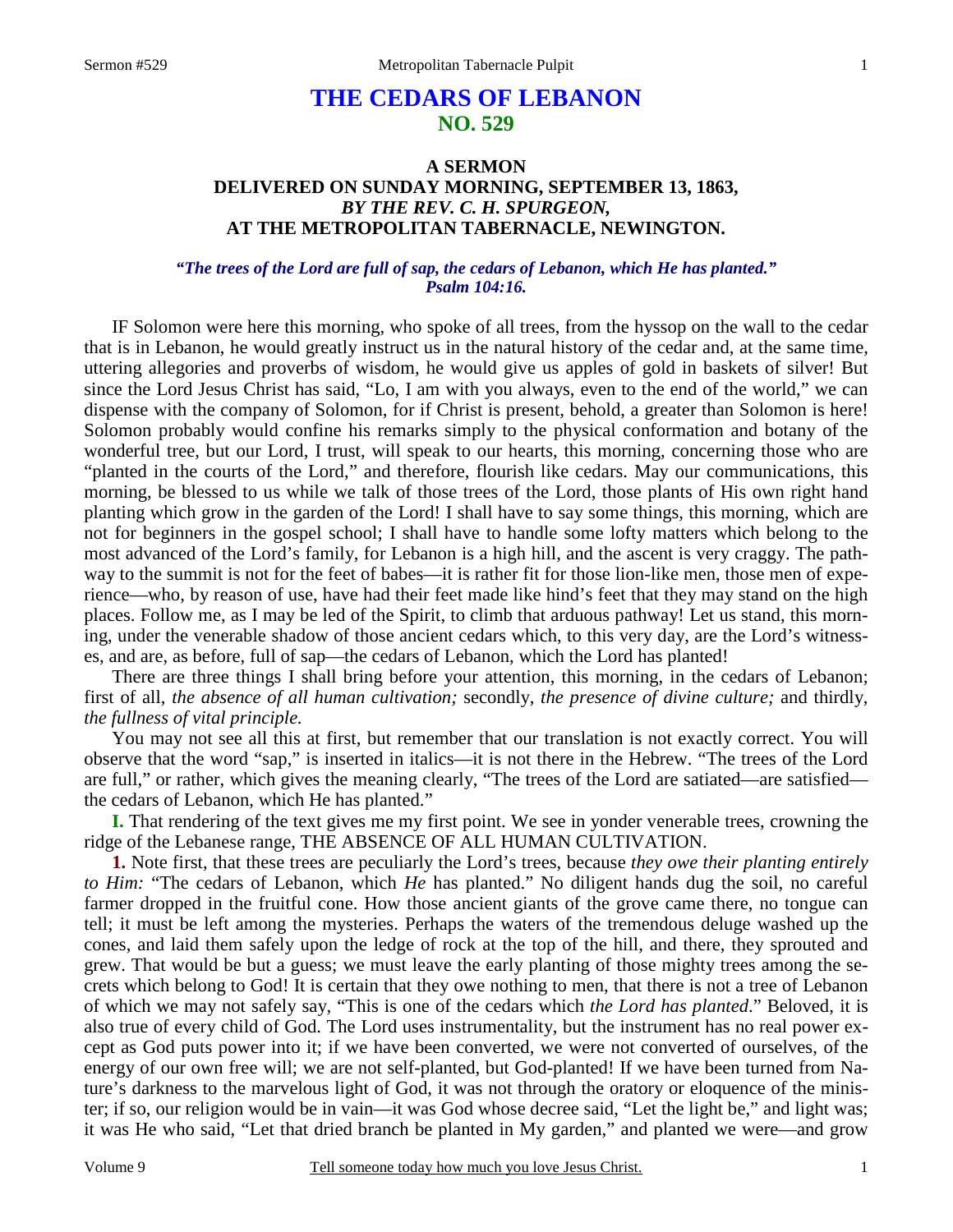# THE CEDARS OF LEBANON
## NO. 529

### A SERMON
### DELIVERED ON SUNDAY MORNING, SEPTEMBER 13, 1863,
### *BY THE REV. C. H. SPURGEON,*
### AT THE METROPOLITAN TABERNACLE, NEWINGTON.

***"The trees of the Lord are full of sap, the cedars of Lebanon, which He has planted." Psalm 104:16.***

IF Solomon were here this morning, who spoke of all trees, from the hyssop on the wall to the cedar that is in Lebanon, he would greatly instruct us in the natural history of the cedar and, at the same time, uttering allegories and proverbs of wisdom, he would give us apples of gold in baskets of silver! But since the Lord Jesus Christ has said, "Lo, I am with you always, even to the end of the world," we can dispense with the company of Solomon, for if Christ is present, behold, a greater than Solomon is here! Solomon probably would confine his remarks simply to the physical conformation and botany of the wonderful tree, but our Lord, I trust, will speak to our hearts, this morning, concerning those who are "planted in the courts of the Lord," and therefore, flourish like cedars. May our communications, this morning, be blessed to us while we talk of those trees of the Lord, those plants of His own right hand planting which grow in the garden of the Lord! I shall have to say some things, this morning, which are not for beginners in the gospel school; I shall have to handle some lofty matters which belong to the most advanced of the Lord's family, for Lebanon is a high hill, and the ascent is very craggy. The pathway to the summit is not for the feet of babes—it is rather fit for those lion-like men, those men of experience—who, by reason of use, have had their feet made like hind's feet that they may stand on the high places. Follow me, as I may be led of the Spirit, to climb that arduous pathway! Let us stand, this morning, under the venerable shadow of those ancient cedars which, to this very day, are the Lord's witnesses, and are, as before, full of sap—the cedars of Lebanon, which the Lord has planted!

There are three things I shall bring before your attention, this morning, in the cedars of Lebanon; first of all, *the absence of all human cultivation;* secondly, *the presence of divine culture;* and thirdly, *the fullness of vital principle.*

You may not see all this at first, but remember that our translation is not exactly correct. You will observe that the word "sap," is inserted in italics—it is not there in the Hebrew. "The trees of the Lord are full," or rather, which gives the meaning clearly, "The trees of the Lord are satiated—are satisfied—the cedars of Lebanon, which He has planted."

**I.** That rendering of the text gives me my first point. We see in yonder venerable trees, crowning the ridge of the Lebanese range, THE ABSENCE OF ALL HUMAN CULTIVATION.

**1.** Note first, that these trees are peculiarly the Lord's trees, because *they owe their planting entirely to Him:* "The cedars of Lebanon, which *He* has planted." No diligent hands dug the soil, no careful farmer dropped in the fruitful cone. How those ancient giants of the grove came there, no tongue can tell; it must be left among the mysteries. Perhaps the waters of the tremendous deluge washed up the cones, and laid them safely upon the ledge of rock at the top of the hill, and there, they sprouted and grew. That would be but a guess; we must leave the early planting of those mighty trees among the secrets which belong to God! It is certain that they owe nothing to men, that there is not a tree of Lebanon of which we may not safely say, "This is one of the cedars which *the Lord has planted*." Beloved, it is also true of every child of God. The Lord uses instrumentality, but the instrument has no real power except as God puts power into it; if we have been converted, we were not converted of ourselves, of the energy of our own free will; we are not self-planted, but God-planted! If we have been turned from Nature's darkness to the marvelous light of God, it was not through the oratory or eloquence of the minister; if so, our religion would be in vain—it was God whose decree said, "Let the light be," and light was; it was He who said, "Let that dried branch be planted in My garden," and planted we were—and grow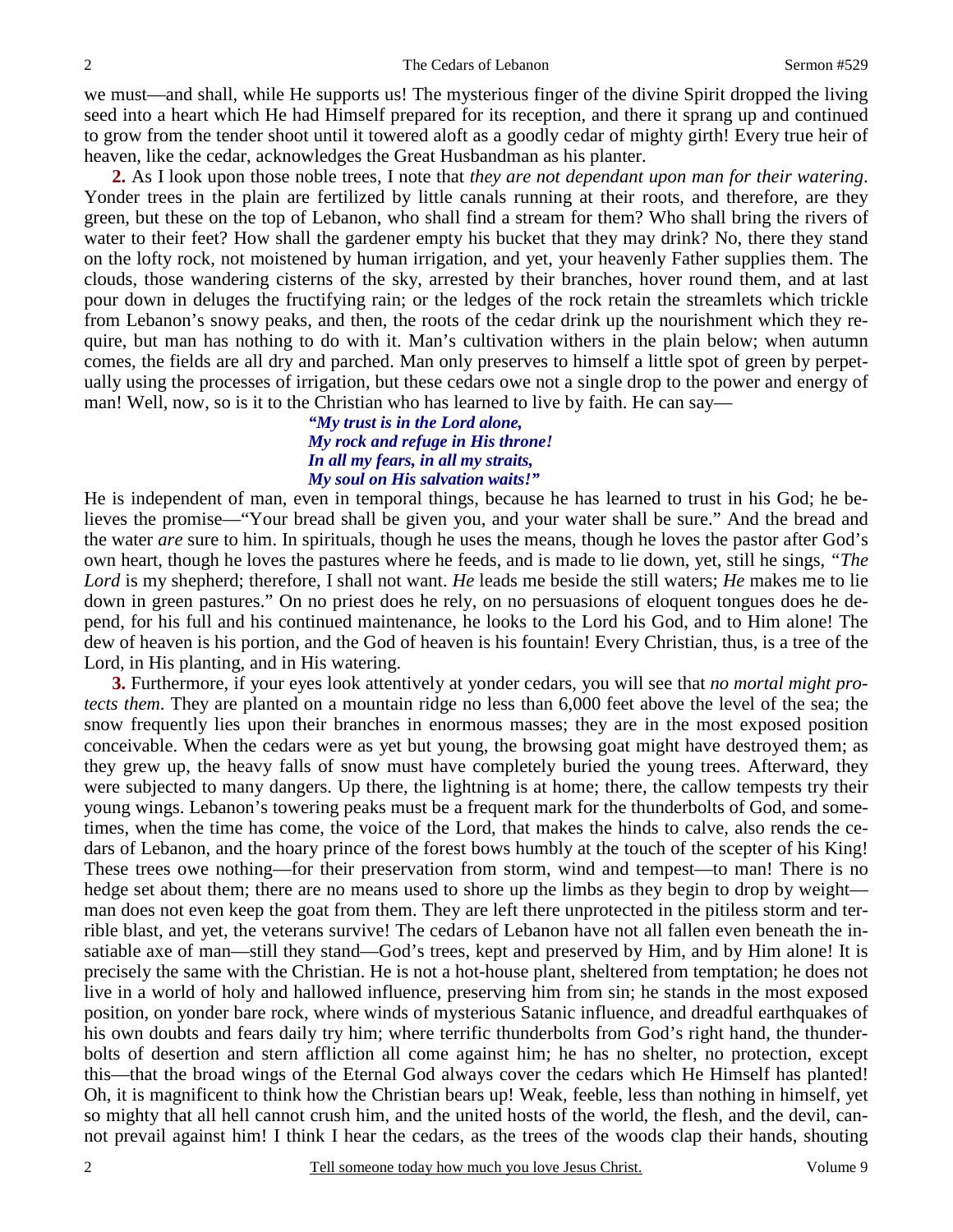we must—and shall, while He supports us! The mysterious finger of the divine Spirit dropped the living seed into a heart which He had Himself prepared for its reception, and there it sprang up and continued to grow from the tender shoot until it towered aloft as a goodly cedar of mighty girth! Every true heir of heaven, like the cedar, acknowledges the Great Husbandman as his planter.

**2.** As I look upon those noble trees, I note that *they are not dependant upon man for their watering*. Yonder trees in the plain are fertilized by little canals running at their roots, and therefore, are they green, but these on the top of Lebanon, who shall find a stream for them? Who shall bring the rivers of water to their feet? How shall the gardener empty his bucket that they may drink? No, there they stand on the lofty rock, not moistened by human irrigation, and yet, your heavenly Father supplies them. The clouds, those wandering cisterns of the sky, arrested by their branches, hover round them, and at last pour down in deluges the fructifying rain; or the ledges of the rock retain the streamlets which trickle from Lebanon's snowy peaks, and then, the roots of the cedar drink up the nourishment which they require, but man has nothing to do with it. Man's cultivation withers in the plain below; when autumn comes, the fields are all dry and parched. Man only preserves to himself a little spot of green by perpetually using the processes of irrigation, but these cedars owe not a single drop to the power and energy of man! Well, now, so is it to the Christian who has learned to live by faith. He can say—

> ***"My trust is in the Lord alone,***
> ***My rock and refuge in His throne!***
> ***In all my fears, in all my straits,***
> ***My soul on His salvation waits!"***

He is independent of man, even in temporal things, because he has learned to trust in his God; he believes the promise—"Your bread shall be given you, and your water shall be sure." And the bread and the water *are* sure to him. In spirituals, though he uses the means, though he loves the pastor after God's own heart, though he loves the pastures where he feeds, and is made to lie down, yet, still he sings, "*The Lord* is my shepherd; therefore, I shall not want. *He* leads me beside the still waters; *He* makes me to lie down in green pastures." On no priest does he rely, on no persuasions of eloquent tongues does he depend, for his full and his continued maintenance, he looks to the Lord his God, and to Him alone! The dew of heaven is his portion, and the God of heaven is his fountain! Every Christian, thus, is a tree of the Lord, in His planting, and in His watering.

**3.** Furthermore, if your eyes look attentively at yonder cedars, you will see that *no mortal might protects them*. They are planted on a mountain ridge no less than 6,000 feet above the level of the sea; the snow frequently lies upon their branches in enormous masses; they are in the most exposed position conceivable. When the cedars were as yet but young, the browsing goat might have destroyed them; as they grew up, the heavy falls of snow must have completely buried the young trees. Afterward, they were subjected to many dangers. Up there, the lightning is at home; there, the callow tempests try their young wings. Lebanon's towering peaks must be a frequent mark for the thunderbolts of God, and sometimes, when the time has come, the voice of the Lord, that makes the hinds to calve, also rends the cedars of Lebanon, and the hoary prince of the forest bows humbly at the touch of the scepter of his King! These trees owe nothing—for their preservation from storm, wind and tempest—to man! There is no hedge set about them; there are no means used to shore up the limbs as they begin to drop by weight—man does not even keep the goat from them. They are left there unprotected in the pitiless storm and terrible blast, and yet, the veterans survive! The cedars of Lebanon have not all fallen even beneath the insatiable axe of man—still they stand—God's trees, kept and preserved by Him, and by Him alone! It is precisely the same with the Christian. He is not a hot-house plant, sheltered from temptation; he does not live in a world of holy and hallowed influence, preserving him from sin; he stands in the most exposed position, on yonder bare rock, where winds of mysterious Satanic influence, and dreadful earthquakes of his own doubts and fears daily try him; where terrific thunderbolts from God's right hand, the thunderbolts of desertion and stern affliction all come against him; he has no shelter, no protection, except this—that the broad wings of the Eternal God always cover the cedars which He Himself has planted! Oh, it is magnificent to think how the Christian bears up! Weak, feeble, less than nothing in himself, yet so mighty that all hell cannot crush him, and the united hosts of the world, the flesh, and the devil, cannot prevail against him! I think I hear the cedars, as the trees of the woods clap their hands, shouting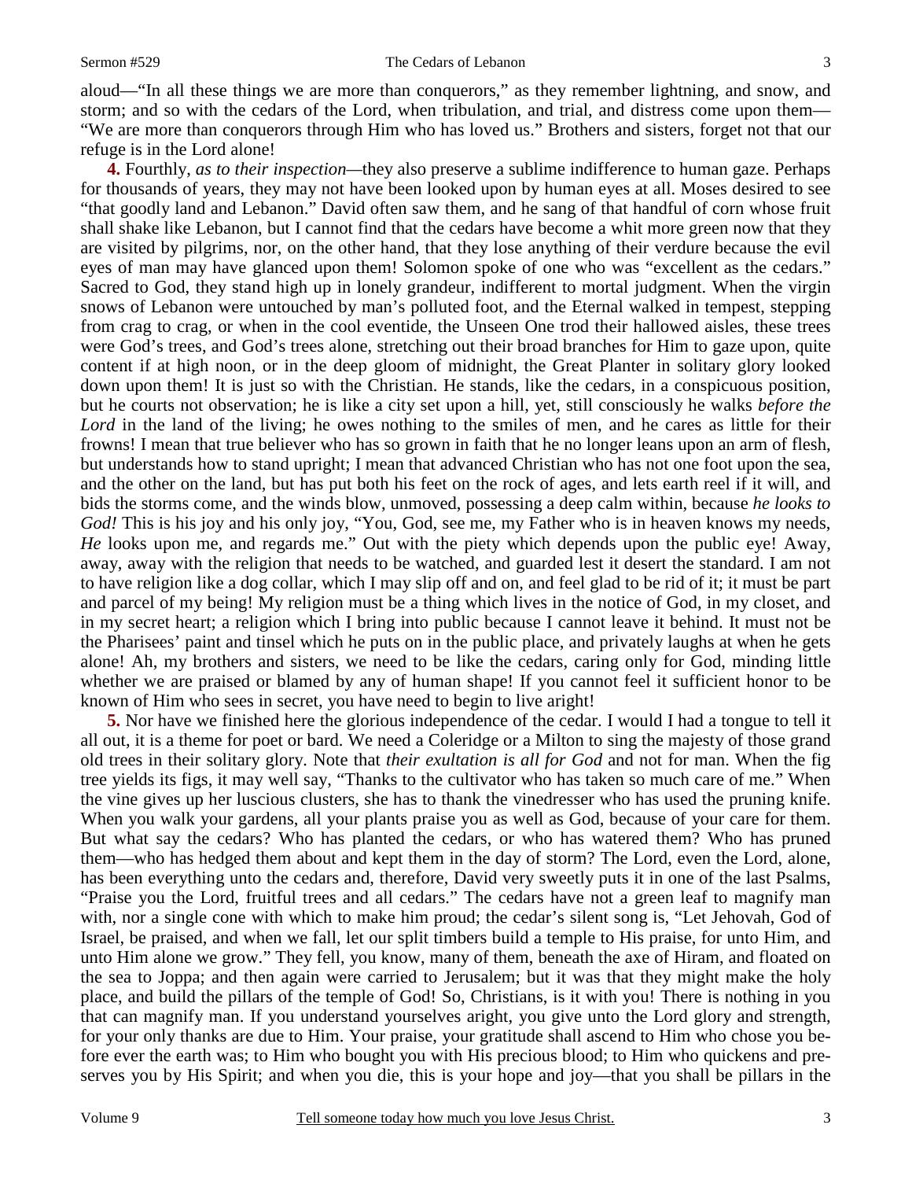aloud—"In all these things we are more than conquerors," as they remember lightning, and snow, and storm; and so with the cedars of the Lord, when tribulation, and trial, and distress come upon them—"We are more than conquerors through Him who has loved us." Brothers and sisters, forget not that our refuge is in the Lord alone!

**4.** Fourthly, *as to their inspection*—they also preserve a sublime indifference to human gaze. Perhaps for thousands of years, they may not have been looked upon by human eyes at all. Moses desired to see "that goodly land and Lebanon." David often saw them, and he sang of that handful of corn whose fruit shall shake like Lebanon, but I cannot find that the cedars have become a whit more green now that they are visited by pilgrims, nor, on the other hand, that they lose anything of their verdure because the evil eyes of man may have glanced upon them! Solomon spoke of one who was "excellent as the cedars." Sacred to God, they stand high up in lonely grandeur, indifferent to mortal judgment. When the virgin snows of Lebanon were untouched by man's polluted foot, and the Eternal walked in tempest, stepping from crag to crag, or when in the cool eventide, the Unseen One trod their hallowed aisles, these trees were God's trees, and God's trees alone, stretching out their broad branches for Him to gaze upon, quite content if at high noon, or in the deep gloom of midnight, the Great Planter in solitary glory looked down upon them! It is just so with the Christian. He stands, like the cedars, in a conspicuous position, but he courts not observation; he is like a city set upon a hill, yet, still consciously he walks *before the Lord* in the land of the living; he owes nothing to the smiles of men, and he cares as little for their frowns! I mean that true believer who has so grown in faith that he no longer leans upon an arm of flesh, but understands how to stand upright; I mean that advanced Christian who has not one foot upon the sea, and the other on the land, but has put both his feet on the rock of ages, and lets earth reel if it will, and bids the storms come, and the winds blow, unmoved, possessing a deep calm within, because *he looks to God!* This is his joy and his only joy, "You, God, see me, my Father who is in heaven knows my needs, *He* looks upon me, and regards me." Out with the piety which depends upon the public eye! Away, away, away with the religion that needs to be watched, and guarded lest it desert the standard. I am not to have religion like a dog collar, which I may slip off and on, and feel glad to be rid of it; it must be part and parcel of my being! My religion must be a thing which lives in the notice of God, in my closet, and in my secret heart; a religion which I bring into public because I cannot leave it behind. It must not be the Pharisees' paint and tinsel which he puts on in the public place, and privately laughs at when he gets alone! Ah, my brothers and sisters, we need to be like the cedars, caring only for God, minding little whether we are praised or blamed by any of human shape! If you cannot feel it sufficient honor to be known of Him who sees in secret, you have need to begin to live aright!

**5.** Nor have we finished here the glorious independence of the cedar. I would I had a tongue to tell it all out, it is a theme for poet or bard. We need a Coleridge or a Milton to sing the majesty of those grand old trees in their solitary glory. Note that *their exultation is all for God* and not for man. When the fig tree yields its figs, it may well say, "Thanks to the cultivator who has taken so much care of me." When the vine gives up her luscious clusters, she has to thank the vinedresser who has used the pruning knife. When you walk your gardens, all your plants praise you as well as God, because of your care for them. But what say the cedars? Who has planted the cedars, or who has watered them? Who has pruned them—who has hedged them about and kept them in the day of storm? The Lord, even the Lord, alone, has been everything unto the cedars and, therefore, David very sweetly puts it in one of the last Psalms, "Praise you the Lord, fruitful trees and all cedars." The cedars have not a green leaf to magnify man with, nor a single cone with which to make him proud; the cedar's silent song is, "Let Jehovah, God of Israel, be praised, and when we fall, let our split timbers build a temple to His praise, for unto Him, and unto Him alone we grow." They fell, you know, many of them, beneath the axe of Hiram, and floated on the sea to Joppa; and then again were carried to Jerusalem; but it was that they might make the holy place, and build the pillars of the temple of God! So, Christians, is it with you! There is nothing in you that can magnify man. If you understand yourselves aright, you give unto the Lord glory and strength, for your only thanks are due to Him. Your praise, your gratitude shall ascend to Him who chose you before ever the earth was; to Him who bought you with His precious blood; to Him who quickens and preserves you by His Spirit; and when you die, this is your hope and joy—that you shall be pillars in the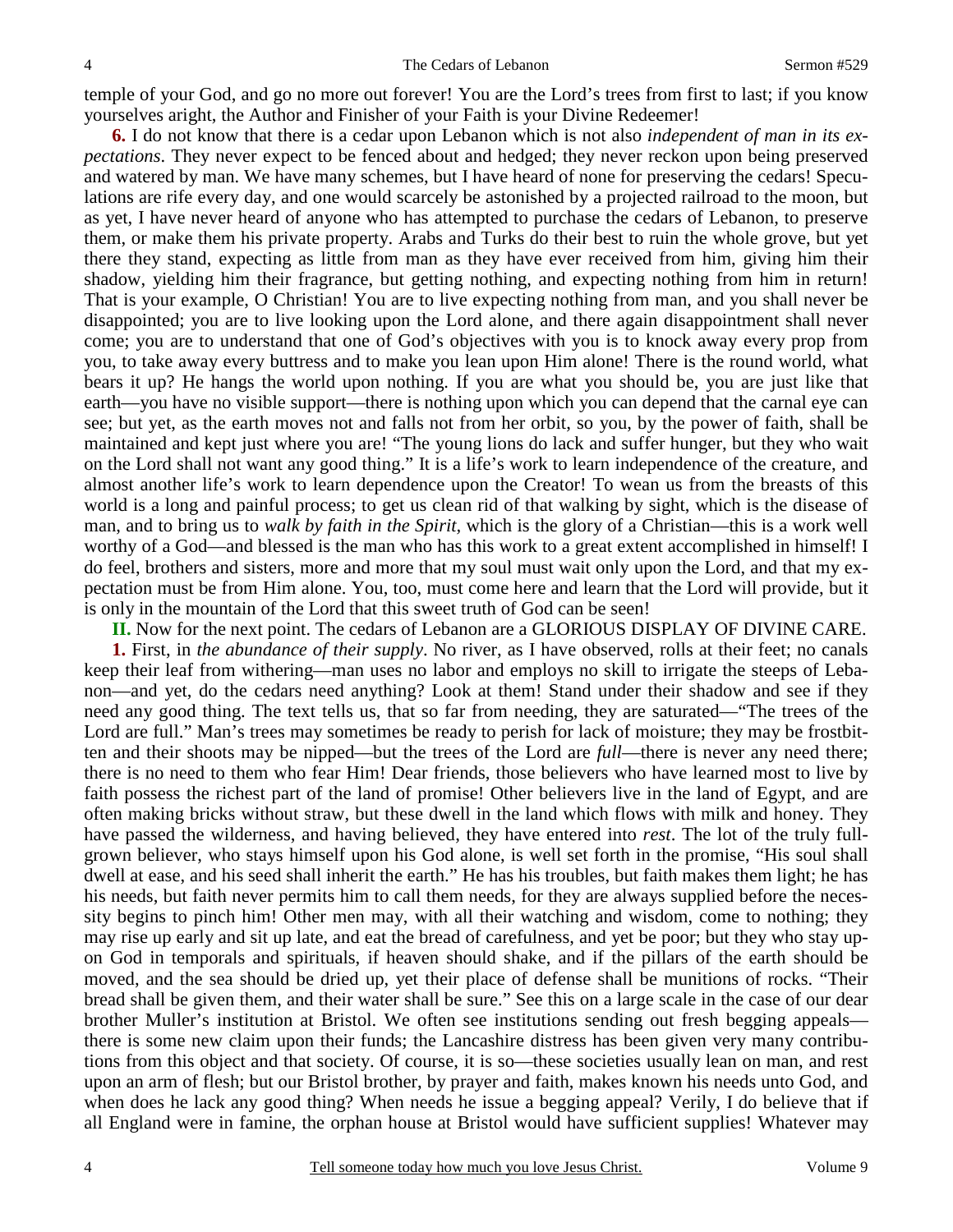temple of your God, and go no more out forever! You are the Lord's trees from first to last; if you know yourselves aright, the Author and Finisher of your Faith is your Divine Redeemer!

**6.** I do not know that there is a cedar upon Lebanon which is not also *independent of man in its expectations*. They never expect to be fenced about and hedged; they never reckon upon being preserved and watered by man. We have many schemes, but I have heard of none for preserving the cedars! Speculations are rife every day, and one would scarcely be astonished by a projected railroad to the moon, but as yet, I have never heard of anyone who has attempted to purchase the cedars of Lebanon, to preserve them, or make them his private property. Arabs and Turks do their best to ruin the whole grove, but yet there they stand, expecting as little from man as they have ever received from him, giving him their shadow, yielding him their fragrance, but getting nothing, and expecting nothing from him in return! That is your example, O Christian! You are to live expecting nothing from man, and you shall never be disappointed; you are to live looking upon the Lord alone, and there again disappointment shall never come; you are to understand that one of God's objectives with you is to knock away every prop from you, to take away every buttress and to make you lean upon Him alone! There is the round world, what bears it up? He hangs the world upon nothing. If you are what you should be, you are just like that earth—you have no visible support—there is nothing upon which you can depend that the carnal eye can see; but yet, as the earth moves not and falls not from her orbit, so you, by the power of faith, shall be maintained and kept just where you are! "The young lions do lack and suffer hunger, but they who wait on the Lord shall not want any good thing." It is a life's work to learn independence of the creature, and almost another life's work to learn dependence upon the Creator! To wean us from the breasts of this world is a long and painful process; to get us clean rid of that walking by sight, which is the disease of man, and to bring us to *walk by faith in the Spirit*, which is the glory of a Christian—this is a work well worthy of a God—and blessed is the man who has this work to a great extent accomplished in himself! I do feel, brothers and sisters, more and more that my soul must wait only upon the Lord, and that my expectation must be from Him alone. You, too, must come here and learn that the Lord will provide, but it is only in the mountain of the Lord that this sweet truth of God can be seen!

**II.** Now for the next point. The cedars of Lebanon are a GLORIOUS DISPLAY OF DIVINE CARE.

**1.** First, in *the abundance of their supply*. No river, as I have observed, rolls at their feet; no canals keep their leaf from withering—man uses no labor and employs no skill to irrigate the steeps of Lebanon—and yet, do the cedars need anything? Look at them! Stand under their shadow and see if they need any good thing. The text tells us, that so far from needing, they are saturated—"The trees of the Lord are full." Man's trees may sometimes be ready to perish for lack of moisture; they may be frostbitten and their shoots may be nipped—but the trees of the Lord are *full*—there is never any need there; there is no need to them who fear Him! Dear friends, those believers who have learned most to live by faith possess the richest part of the land of promise! Other believers live in the land of Egypt, and are often making bricks without straw, but these dwell in the land which flows with milk and honey. They have passed the wilderness, and having believed, they have entered into *rest*. The lot of the truly full-grown believer, who stays himself upon his God alone, is well set forth in the promise, "His soul shall dwell at ease, and his seed shall inherit the earth." He has his troubles, but faith makes them light; he has his needs, but faith never permits him to call them needs, for they are always supplied before the necessity begins to pinch him! Other men may, with all their watching and wisdom, come to nothing; they may rise up early and sit up late, and eat the bread of carefulness, and yet be poor; but they who stay upon God in temporals and spirituals, if heaven should shake, and if the pillars of the earth should be moved, and the sea should be dried up, yet their place of defense shall be munitions of rocks. "Their bread shall be given them, and their water shall be sure." See this on a large scale in the case of our dear brother Muller's institution at Bristol. We often see institutions sending out fresh begging appeals—there is some new claim upon their funds; the Lancashire distress has been given very many contributions from this object and that society. Of course, it is so—these societies usually lean on man, and rest upon an arm of flesh; but our Bristol brother, by prayer and faith, makes known his needs unto God, and when does he lack any good thing? When needs he issue a begging appeal? Verily, I do believe that if all England were in famine, the orphan house at Bristol would have sufficient supplies! Whatever may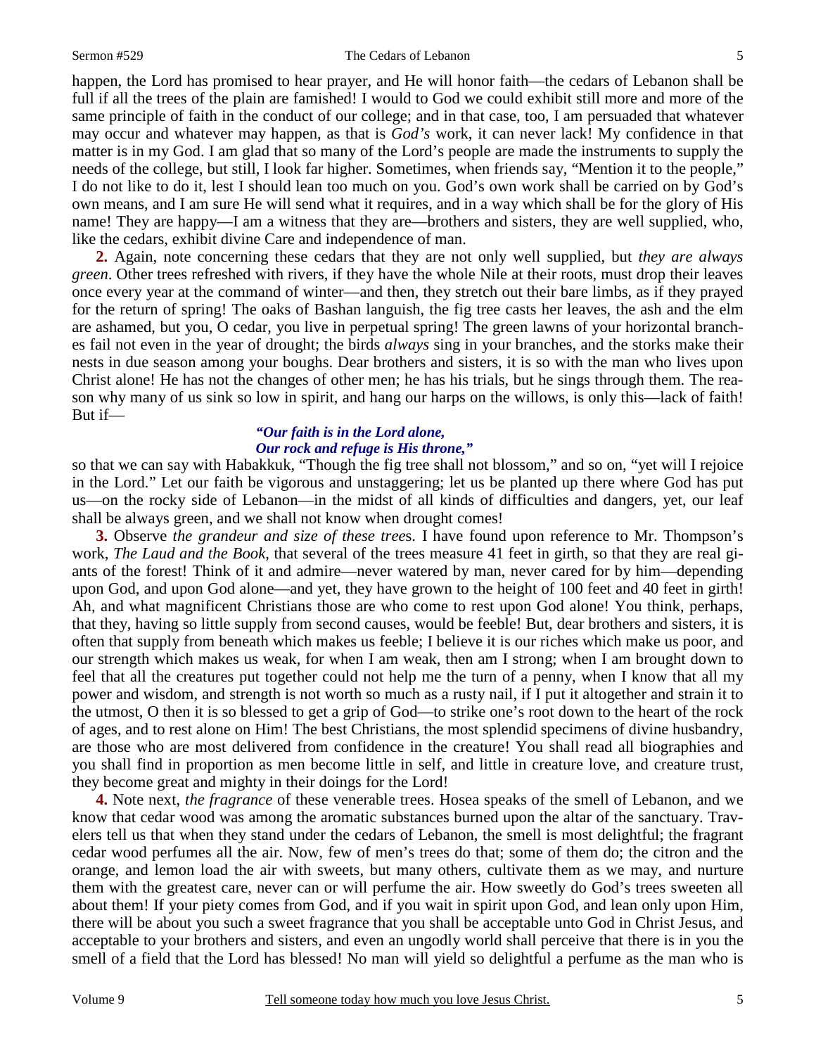happen, the Lord has promised to hear prayer, and He will honor faith—the cedars of Lebanon shall be full if all the trees of the plain are famished! I would to God we could exhibit still more and more of the same principle of faith in the conduct of our college; and in that case, too, I am persuaded that whatever may occur and whatever may happen, as that is *God's* work, it can never lack! My confidence in that matter is in my God. I am glad that so many of the Lord's people are made the instruments to supply the needs of the college, but still, I look far higher. Sometimes, when friends say, "Mention it to the people," I do not like to do it, lest I should lean too much on you. God's own work shall be carried on by God's own means, and I am sure He will send what it requires, and in a way which shall be for the glory of His name! They are happy—I am a witness that they are—brothers and sisters, they are well supplied, who, like the cedars, exhibit divine Care and independence of man.

**2.** Again, note concerning these cedars that they are not only well supplied, but *they are always green*. Other trees refreshed with rivers, if they have the whole Nile at their roots, must drop their leaves once every year at the command of winter—and then, they stretch out their bare limbs, as if they prayed for the return of spring! The oaks of Bashan languish, the fig tree casts her leaves, the ash and the elm are ashamed, but you, O cedar, you live in perpetual spring! The green lawns of your horizontal branches fail not even in the year of drought; the birds *always* sing in your branches, and the storks make their nests in due season among your boughs. Dear brothers and sisters, it is so with the man who lives upon Christ alone! He has not the changes of other men; he has his trials, but he sings through them. The reason why many of us sink so low in spirit, and hang our harps on the willows, is only this—lack of faith! But if—

> ***"Our faith is in the Lord alone,***
> ***Our rock and refuge is His throne,"***

so that we can say with Habakkuk, "Though the fig tree shall not blossom," and so on, "yet will I rejoice in the Lord." Let our faith be vigorous and unstaggering; let us be planted up there where God has put us—on the rocky side of Lebanon—in the midst of all kinds of difficulties and dangers, yet, our leaf shall be always green, and we shall not know when drought comes!

**3.** Observe *the grandeur and size of these tree*s. I have found upon reference to Mr. Thompson's work, *The Laud and the Book*, that several of the trees measure 41 feet in girth, so that they are real giants of the forest! Think of it and admire—never watered by man, never cared for by him—depending upon God, and upon God alone—and yet, they have grown to the height of 100 feet and 40 feet in girth! Ah, and what magnificent Christians those are who come to rest upon God alone! You think, perhaps, that they, having so little supply from second causes, would be feeble! But, dear brothers and sisters, it is often that supply from beneath which makes us feeble; I believe it is our riches which make us poor, and our strength which makes us weak, for when I am weak, then am I strong; when I am brought down to feel that all the creatures put together could not help me the turn of a penny, when I know that all my power and wisdom, and strength is not worth so much as a rusty nail, if I put it altogether and strain it to the utmost, O then it is so blessed to get a grip of God—to strike one's root down to the heart of the rock of ages, and to rest alone on Him! The best Christians, the most splendid specimens of divine husbandry, are those who are most delivered from confidence in the creature! You shall read all biographies and you shall find in proportion as men become little in self, and little in creature love, and creature trust, they become great and mighty in their doings for the Lord!

**4.** Note next, *the fragrance* of these venerable trees. Hosea speaks of the smell of Lebanon, and we know that cedar wood was among the aromatic substances burned upon the altar of the sanctuary. Travelers tell us that when they stand under the cedars of Lebanon, the smell is most delightful; the fragrant cedar wood perfumes all the air. Now, few of men's trees do that; some of them do; the citron and the orange, and lemon load the air with sweets, but many others, cultivate them as we may, and nurture them with the greatest care, never can or will perfume the air. How sweetly do God's trees sweeten all about them! If your piety comes from God, and if you wait in spirit upon God, and lean only upon Him, there will be about you such a sweet fragrance that you shall be acceptable unto God in Christ Jesus, and acceptable to your brothers and sisters, and even an ungodly world shall perceive that there is in you the smell of a field that the Lord has blessed! No man will yield so delightful a perfume as the man who is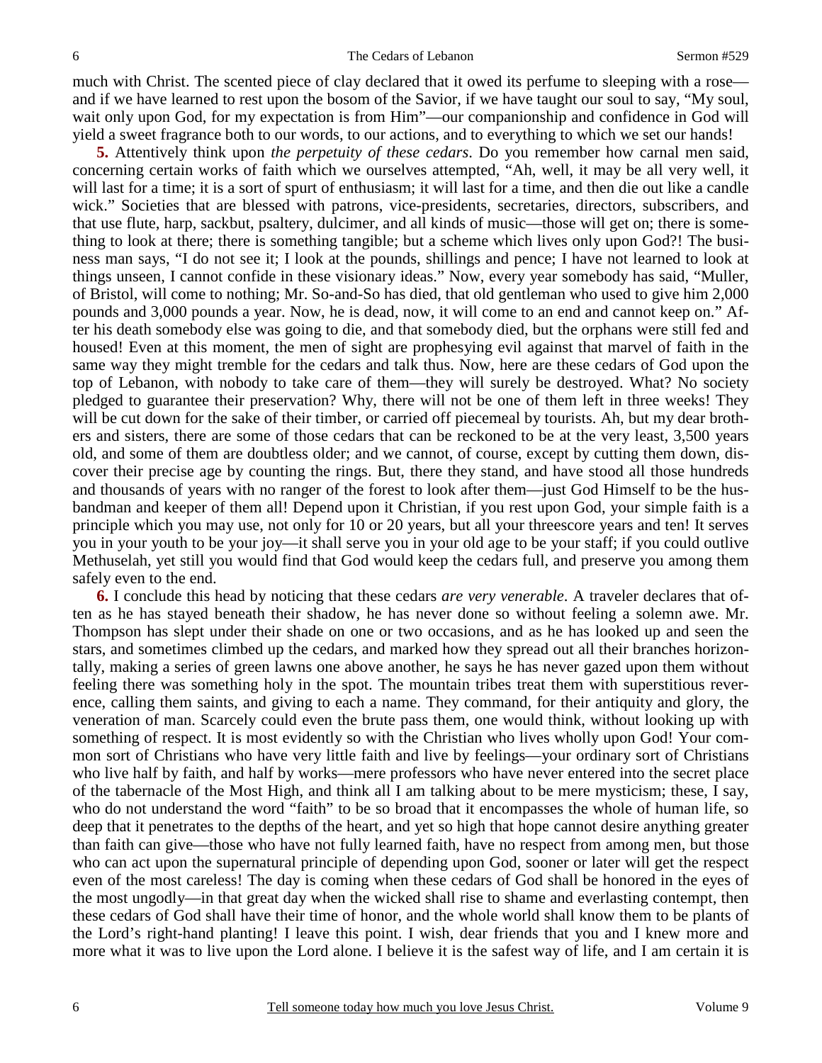much with Christ. The scented piece of clay declared that it owed its perfume to sleeping with a rose—and if we have learned to rest upon the bosom of the Savior, if we have taught our soul to say, "My soul, wait only upon God, for my expectation is from Him"—our companionship and confidence in God will yield a sweet fragrance both to our words, to our actions, and to everything to which we set our hands!

**5.** Attentively think upon *the perpetuity of these cedars*. Do you remember how carnal men said, concerning certain works of faith which we ourselves attempted, "Ah, well, it may be all very well, it will last for a time; it is a sort of spurt of enthusiasm; it will last for a time, and then die out like a candle wick." Societies that are blessed with patrons, vice-presidents, secretaries, directors, subscribers, and that use flute, harp, sackbut, psaltery, dulcimer, and all kinds of music—those will get on; there is something to look at there; there is something tangible; but a scheme which lives only upon God?! The business man says, "I do not see it; I look at the pounds, shillings and pence; I have not learned to look at things unseen, I cannot confide in these visionary ideas." Now, every year somebody has said, "Muller, of Bristol, will come to nothing; Mr. So-and-So has died, that old gentleman who used to give him 2,000 pounds and 3,000 pounds a year. Now, he is dead, now, it will come to an end and cannot keep on." After his death somebody else was going to die, and that somebody died, but the orphans were still fed and housed! Even at this moment, the men of sight are prophesying evil against that marvel of faith in the same way they might tremble for the cedars and talk thus. Now, here are these cedars of God upon the top of Lebanon, with nobody to take care of them—they will surely be destroyed. What? No society pledged to guarantee their preservation? Why, there will not be one of them left in three weeks! They will be cut down for the sake of their timber, or carried off piecemeal by tourists. Ah, but my dear brothers and sisters, there are some of those cedars that can be reckoned to be at the very least, 3,500 years old, and some of them are doubtless older; and we cannot, of course, except by cutting them down, discover their precise age by counting the rings. But, there they stand, and have stood all those hundreds and thousands of years with no ranger of the forest to look after them—just God Himself to be the husbandman and keeper of them all! Depend upon it Christian, if you rest upon God, your simple faith is a principle which you may use, not only for 10 or 20 years, but all your threescore years and ten! It serves you in your youth to be your joy—it shall serve you in your old age to be your staff; if you could outlive Methuselah, yet still you would find that God would keep the cedars full, and preserve you among them safely even to the end.

**6.** I conclude this head by noticing that these cedars *are very venerable*. A traveler declares that often as he has stayed beneath their shadow, he has never done so without feeling a solemn awe. Mr. Thompson has slept under their shade on one or two occasions, and as he has looked up and seen the stars, and sometimes climbed up the cedars, and marked how they spread out all their branches horizontally, making a series of green lawns one above another, he says he has never gazed upon them without feeling there was something holy in the spot. The mountain tribes treat them with superstitious reverence, calling them saints, and giving to each a name. They command, for their antiquity and glory, the veneration of man. Scarcely could even the brute pass them, one would think, without looking up with something of respect. It is most evidently so with the Christian who lives wholly upon God! Your common sort of Christians who have very little faith and live by feelings—your ordinary sort of Christians who live half by faith, and half by works—mere professors who have never entered into the secret place of the tabernacle of the Most High, and think all I am talking about to be mere mysticism; these, I say, who do not understand the word "faith" to be so broad that it encompasses the whole of human life, so deep that it penetrates to the depths of the heart, and yet so high that hope cannot desire anything greater than faith can give—those who have not fully learned faith, have no respect from among men, but those who can act upon the supernatural principle of depending upon God, sooner or later will get the respect even of the most careless! The day is coming when these cedars of God shall be honored in the eyes of the most ungodly—in that great day when the wicked shall rise to shame and everlasting contempt, then these cedars of God shall have their time of honor, and the whole world shall know them to be plants of the Lord's right-hand planting! I leave this point. I wish, dear friends that you and I knew more and more what it was to live upon the Lord alone. I believe it is the safest way of life, and I am certain it is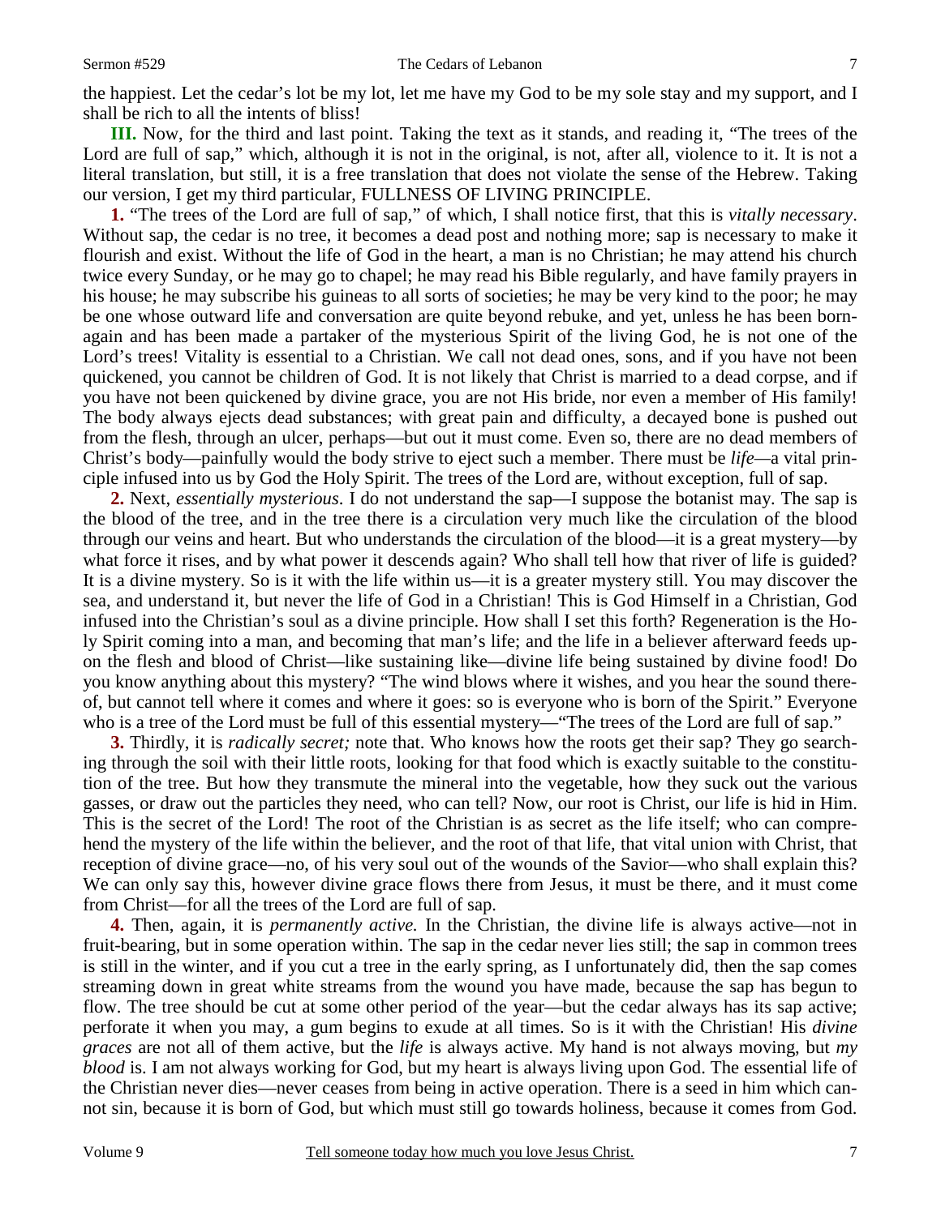the happiest. Let the cedar's lot be my lot, let me have my God to be my sole stay and my support, and I shall be rich to all the intents of bliss!

**III.** Now, for the third and last point. Taking the text as it stands, and reading it, "The trees of the Lord are full of sap," which, although it is not in the original, is not, after all, violence to it. It is not a literal translation, but still, it is a free translation that does not violate the sense of the Hebrew. Taking our version, I get my third particular, FULLNESS OF LIVING PRINCIPLE.

**1.** "The trees of the Lord are full of sap," of which, I shall notice first, that this is *vitally necessary*. Without sap, the cedar is no tree, it becomes a dead post and nothing more; sap is necessary to make it flourish and exist. Without the life of God in the heart, a man is no Christian; he may attend his church twice every Sunday, or he may go to chapel; he may read his Bible regularly, and have family prayers in his house; he may subscribe his guineas to all sorts of societies; he may be very kind to the poor; he may be one whose outward life and conversation are quite beyond rebuke, and yet, unless he has been born-again and has been made a partaker of the mysterious Spirit of the living God, he is not one of the Lord's trees! Vitality is essential to a Christian. We call not dead ones, sons, and if you have not been quickened, you cannot be children of God. It is not likely that Christ is married to a dead corpse, and if you have not been quickened by divine grace, you are not His bride, nor even a member of His family! The body always ejects dead substances; with great pain and difficulty, a decayed bone is pushed out from the flesh, through an ulcer, perhaps—but out it must come. Even so, there are no dead members of Christ's body—painfully would the body strive to eject such a member. There must be *life*—a vital principle infused into us by God the Holy Spirit. The trees of the Lord are, without exception, full of sap.

**2.** Next, *essentially mysterious*. I do not understand the sap—I suppose the botanist may. The sap is the blood of the tree, and in the tree there is a circulation very much like the circulation of the blood through our veins and heart. But who understands the circulation of the blood—it is a great mystery—by what force it rises, and by what power it descends again? Who shall tell how that river of life is guided? It is a divine mystery. So is it with the life within us—it is a greater mystery still. You may discover the sea, and understand it, but never the life of God in a Christian! This is God Himself in a Christian, God infused into the Christian's soul as a divine principle. How shall I set this forth? Regeneration is the Holy Spirit coming into a man, and becoming that man's life; and the life in a believer afterward feeds upon the flesh and blood of Christ—like sustaining like—divine life being sustained by divine food! Do you know anything about this mystery? "The wind blows where it wishes, and you hear the sound thereof, but cannot tell where it comes and where it goes: so is everyone who is born of the Spirit." Everyone who is a tree of the Lord must be full of this essential mystery—"The trees of the Lord are full of sap."

**3.** Thirdly, it is *radically secret;* note that. Who knows how the roots get their sap? They go searching through the soil with their little roots, looking for that food which is exactly suitable to the constitution of the tree. But how they transmute the mineral into the vegetable, how they suck out the various gasses, or draw out the particles they need, who can tell? Now, our root is Christ, our life is hid in Him. This is the secret of the Lord! The root of the Christian is as secret as the life itself; who can comprehend the mystery of the life within the believer, and the root of that life, that vital union with Christ, that reception of divine grace—no, of his very soul out of the wounds of the Savior—who shall explain this? We can only say this, however divine grace flows there from Jesus, it must be there, and it must come from Christ—for all the trees of the Lord are full of sap.

**4.** Then, again, it is *permanently active.* In the Christian, the divine life is always active—not in fruit-bearing, but in some operation within. The sap in the cedar never lies still; the sap in common trees is still in the winter, and if you cut a tree in the early spring, as I unfortunately did, then the sap comes streaming down in great white streams from the wound you have made, because the sap has begun to flow. The tree should be cut at some other period of the year—but the cedar always has its sap active; perforate it when you may, a gum begins to exude at all times. So is it with the Christian! His *divine graces* are not all of them active, but the *life* is always active. My hand is not always moving, but *my blood* is. I am not always working for God, but my heart is always living upon God. The essential life of the Christian never dies—never ceases from being in active operation. There is a seed in him which cannot sin, because it is born of God, but which must still go towards holiness, because it comes from God.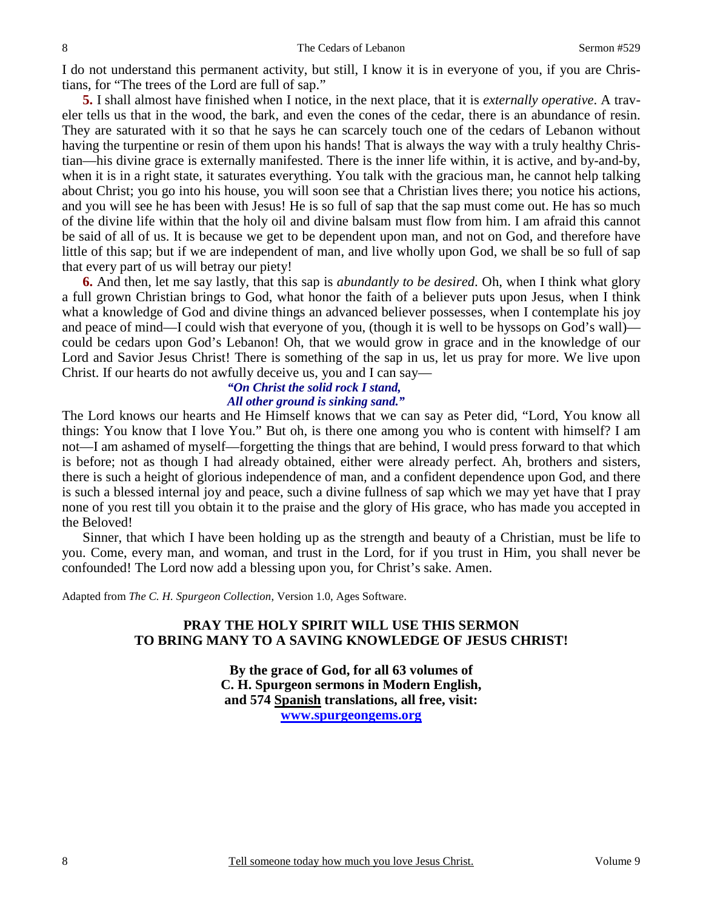I do not understand this permanent activity, but still, I know it is in everyone of you, if you are Christians, for "The trees of the Lord are full of sap."

**5.** I shall almost have finished when I notice, in the next place, that it is *externally operative*. A traveler tells us that in the wood, the bark, and even the cones of the cedar, there is an abundance of resin. They are saturated with it so that he says he can scarcely touch one of the cedars of Lebanon without having the turpentine or resin of them upon his hands! That is always the way with a truly healthy Christian—his divine grace is externally manifested. There is the inner life within, it is active, and by-and-by, when it is in a right state, it saturates everything. You talk with the gracious man, he cannot help talking about Christ; you go into his house, you will soon see that a Christian lives there; you notice his actions, and you will see he has been with Jesus! He is so full of sap that the sap must come out. He has so much of the divine life within that the holy oil and divine balsam must flow from him. I am afraid this cannot be said of all of us. It is because we get to be dependent upon man, and not on God, and therefore have little of this sap; but if we are independent of man, and live wholly upon God, we shall be so full of sap that every part of us will betray our piety!

**6.** And then, let me say lastly, that this sap is *abundantly to be desired*. Oh, when I think what glory a full grown Christian brings to God, what honor the faith of a believer puts upon Jesus, when I think what a knowledge of God and divine things an advanced believer possesses, when I contemplate his joy and peace of mind—I could wish that everyone of you, (though it is well to be hyssops on God's wall)—could be cedars upon God's Lebanon! Oh, that we would grow in grace and in the knowledge of our Lord and Savior Jesus Christ! There is something of the sap in us, let us pray for more. We live upon Christ. If our hearts do not awfully deceive us, you and I can say—

***"On Christ the solid rock I stand,***
***All other ground is sinking sand."***

The Lord knows our hearts and He Himself knows that we can say as Peter did, "Lord, You know all things: You know that I love You." But oh, is there one among you who is content with himself? I am not—I am ashamed of myself—forgetting the things that are behind, I would press forward to that which is before; not as though I had already obtained, either were already perfect. Ah, brothers and sisters, there is such a height of glorious independence of man, and a confident dependence upon God, and there is such a blessed internal joy and peace, such a divine fullness of sap which we may yet have that I pray none of you rest till you obtain it to the praise and the glory of His grace, who has made you accepted in the Beloved!

Sinner, that which I have been holding up as the strength and beauty of a Christian, must be life to you. Come, every man, and woman, and trust in the Lord, for if you trust in Him, you shall never be confounded! The Lord now add a blessing upon you, for Christ's sake. Amen.

Adapted from *The C. H. Spurgeon Collection*, Version 1.0, Ages Software.

**PRAY THE HOLY SPIRIT WILL USE THIS SERMON TO BRING MANY TO A SAVING KNOWLEDGE OF JESUS CHRIST!**

**By the grace of God, for all 63 volumes of C. H. Spurgeon sermons in Modern English, and 574 Spanish translations, all free, visit: www.spurgeongems.org**